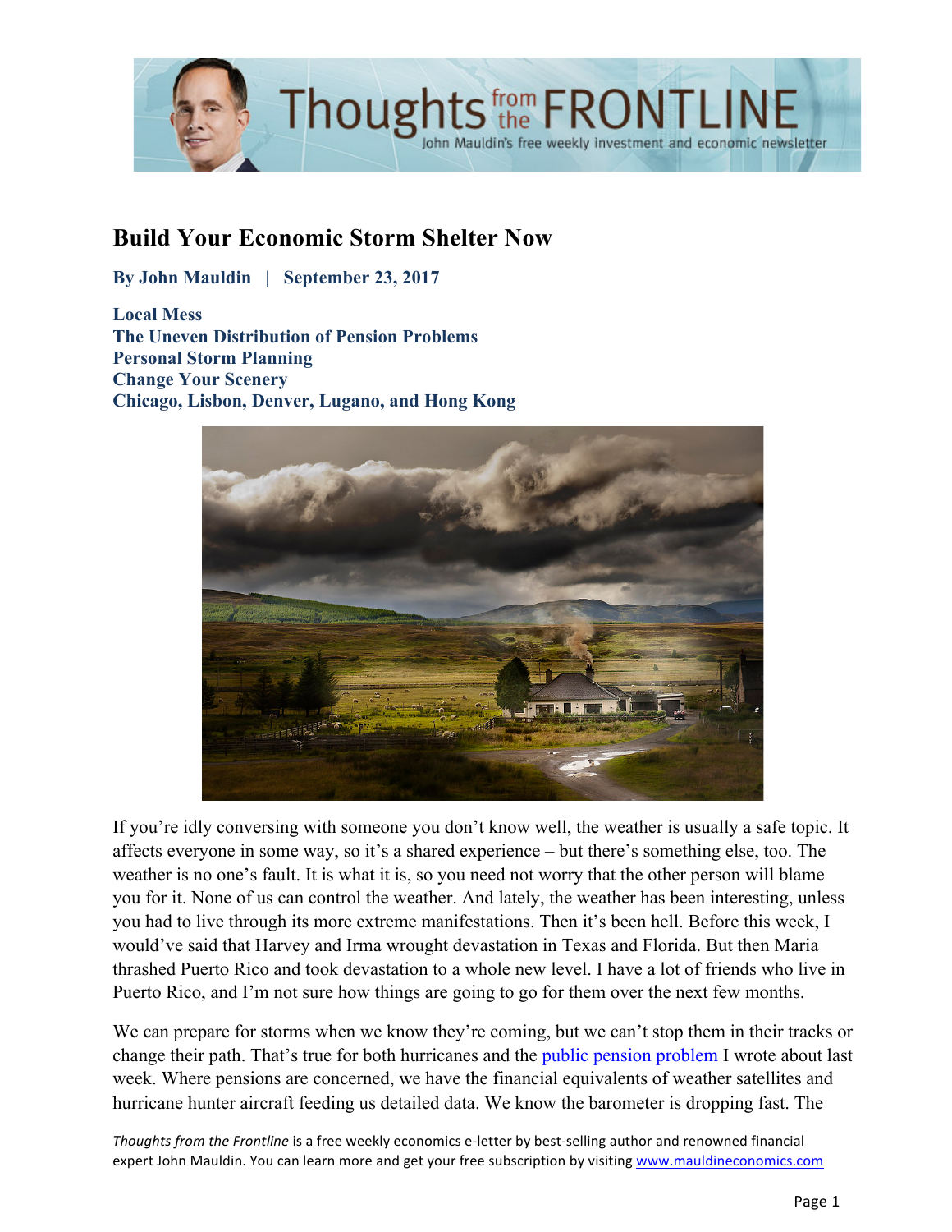# Build Your Economic Storm Shelter Now

**By John Mauldin | September 23, 2017**

**Local Mess**
**The Uneven Distribution of Pension Problems**
**Personal Storm Planning**
**Change Your Scenery**
**Chicago, Lisbon, Denver, Lugano, and Hong Kong**

If you're idly conversing with someone you don't know well, the weather is usually a safe topic. It affects everyone in some way, so it's a shared experience – but there's something else, too. The weather is no one's fault. It is what it is, so you need not worry that the other person will blame you for it. None of us can control the weather. And lately, the weather has been interesting, unless you had to live through its more extreme manifestations. Then it's been hell. Before this week, I would've said that Harvey and Irma wrought devastation in Texas and Florida. But then Maria thrashed Puerto Rico and took devastation to a whole new level. I have a lot of friends who live in Puerto Rico, and I'm not sure how things are going to go for them over the next few months.

We can prepare for storms when we know they're coming, but we can't stop them in their tracks or change their path. That's true for both hurricanes and the public pension problem I wrote about last week. Where pensions are concerned, we have the financial equivalents of weather satellites and hurricane hunter aircraft feeding us detailed data. We know the barometer is dropping fast. The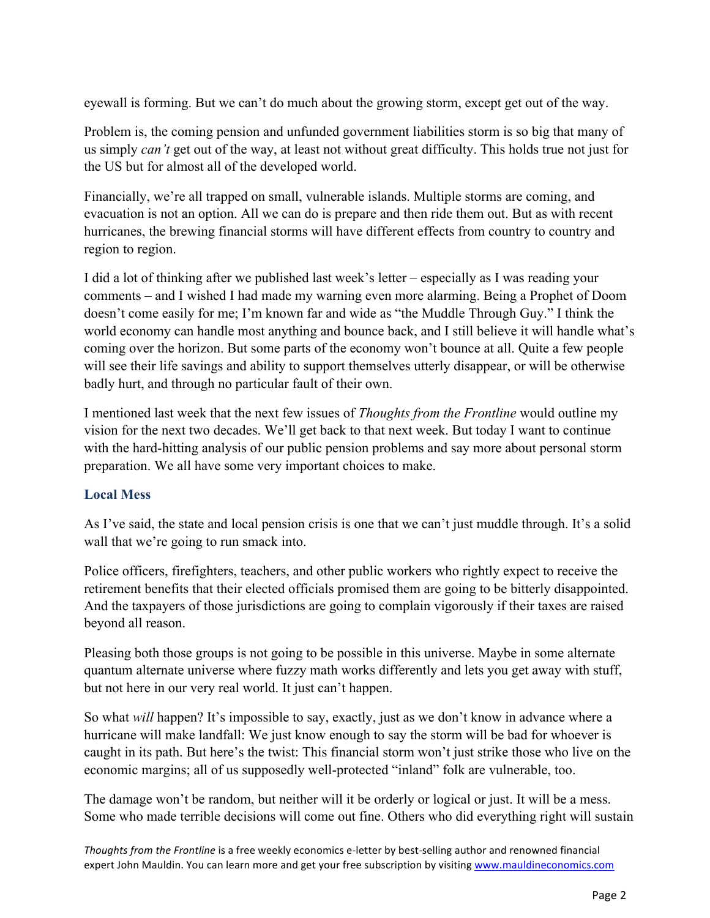eyewall is forming. But we can't do much about the growing storm, except get out of the way.

Problem is, the coming pension and unfunded government liabilities storm is so big that many of us simply *can't* get out of the way, at least not without great difficulty. This holds true not just for the US but for almost all of the developed world.

Financially, we're all trapped on small, vulnerable islands. Multiple storms are coming, and evacuation is not an option. All we can do is prepare and then ride them out. But as with recent hurricanes, the brewing financial storms will have different effects from country to country and region to region.

I did a lot of thinking after we published last week's letter – especially as I was reading your comments – and I wished I had made my warning even more alarming. Being a Prophet of Doom doesn't come easily for me; I'm known far and wide as "the Muddle Through Guy." I think the world economy can handle most anything and bounce back, and I still believe it will handle what's coming over the horizon. But some parts of the economy won't bounce at all. Quite a few people will see their life savings and ability to support themselves utterly disappear, or will be otherwise badly hurt, and through no particular fault of their own.

I mentioned last week that the next few issues of *Thoughts from the Frontline* would outline my vision for the next two decades. We'll get back to that next week. But today I want to continue with the hard-hitting analysis of our public pension problems and say more about personal storm preparation. We all have some very important choices to make.

## Local Mess

As I've said, the state and local pension crisis is one that we can't just muddle through. It's a solid wall that we're going to run smack into.

Police officers, firefighters, teachers, and other public workers who rightly expect to receive the retirement benefits that their elected officials promised them are going to be bitterly disappointed. And the taxpayers of those jurisdictions are going to complain vigorously if their taxes are raised beyond all reason.

Pleasing both those groups is not going to be possible in this universe. Maybe in some alternate quantum alternate universe where fuzzy math works differently and lets you get away with stuff, but not here in our very real world. It just can't happen.

So what *will* happen? It's impossible to say, exactly, just as we don't know in advance where a hurricane will make landfall: We just know enough to say the storm will be bad for whoever is caught in its path. But here's the twist: This financial storm won't just strike those who live on the economic margins; all of us supposedly well-protected "inland" folk are vulnerable, too.

The damage won't be random, but neither will it be orderly or logical or just. It will be a mess. Some who made terrible decisions will come out fine. Others who did everything right will sustain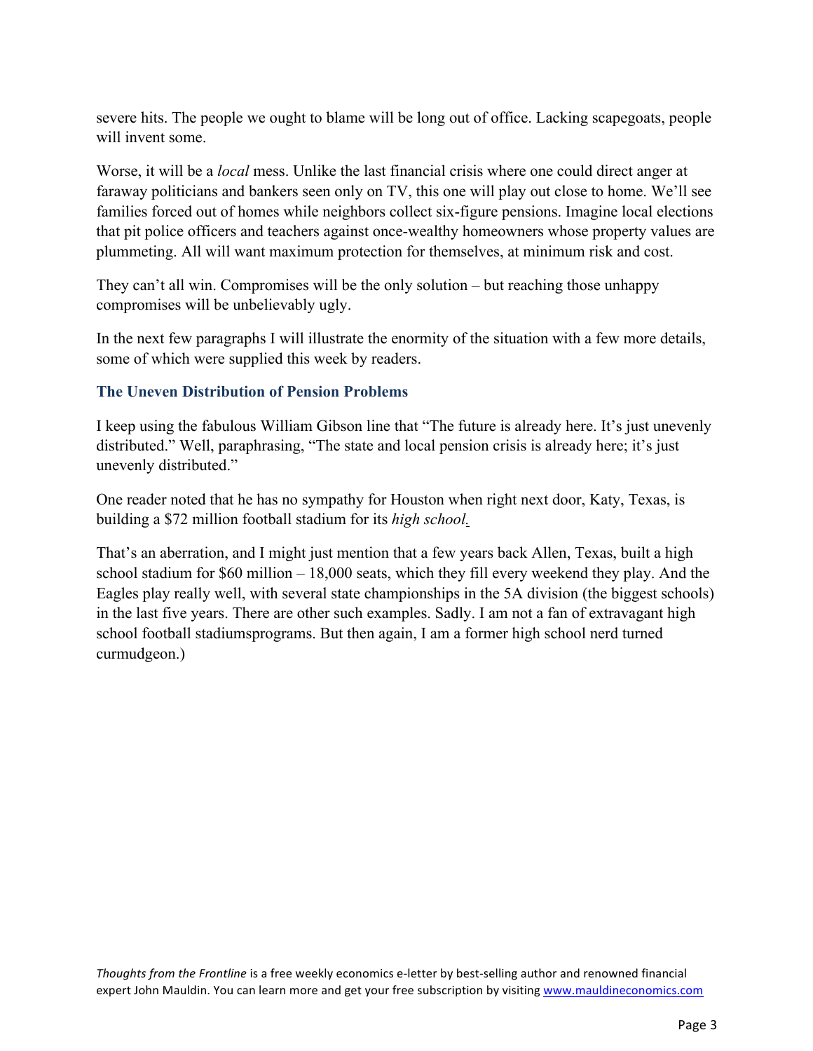severe hits. The people we ought to blame will be long out of office. Lacking scapegoats, people will invent some.

Worse, it will be a *local* mess. Unlike the last financial crisis where one could direct anger at faraway politicians and bankers seen only on TV, this one will play out close to home. We'll see families forced out of homes while neighbors collect six-figure pensions. Imagine local elections that pit police officers and teachers against once-wealthy homeowners whose property values are plummeting. All will want maximum protection for themselves, at minimum risk and cost.

They can't all win. Compromises will be the only solution – but reaching those unhappy compromises will be unbelievably ugly.

In the next few paragraphs I will illustrate the enormity of the situation with a few more details, some of which were supplied this week by readers.

### The Uneven Distribution of Pension Problems

I keep using the fabulous William Gibson line that "The future is already here. It's just unevenly distributed." Well, paraphrasing, "The state and local pension crisis is already here; it's just unevenly distributed."

One reader noted that he has no sympathy for Houston when right next door, Katy, Texas, is building a $72 million football stadium for its *high school.*

That's an aberration, and I might just mention that a few years back Allen, Texas, built a high school stadium for $60 million – 18,000 seats, which they fill every weekend they play. And the Eagles play really well, with several state championships in the 5A division (the biggest schools) in the last five years. There are other such examples. Sadly. I am not a fan of extravagant high school football stadiumsprograms. But then again, I am a former high school nerd turned curmudgeon.)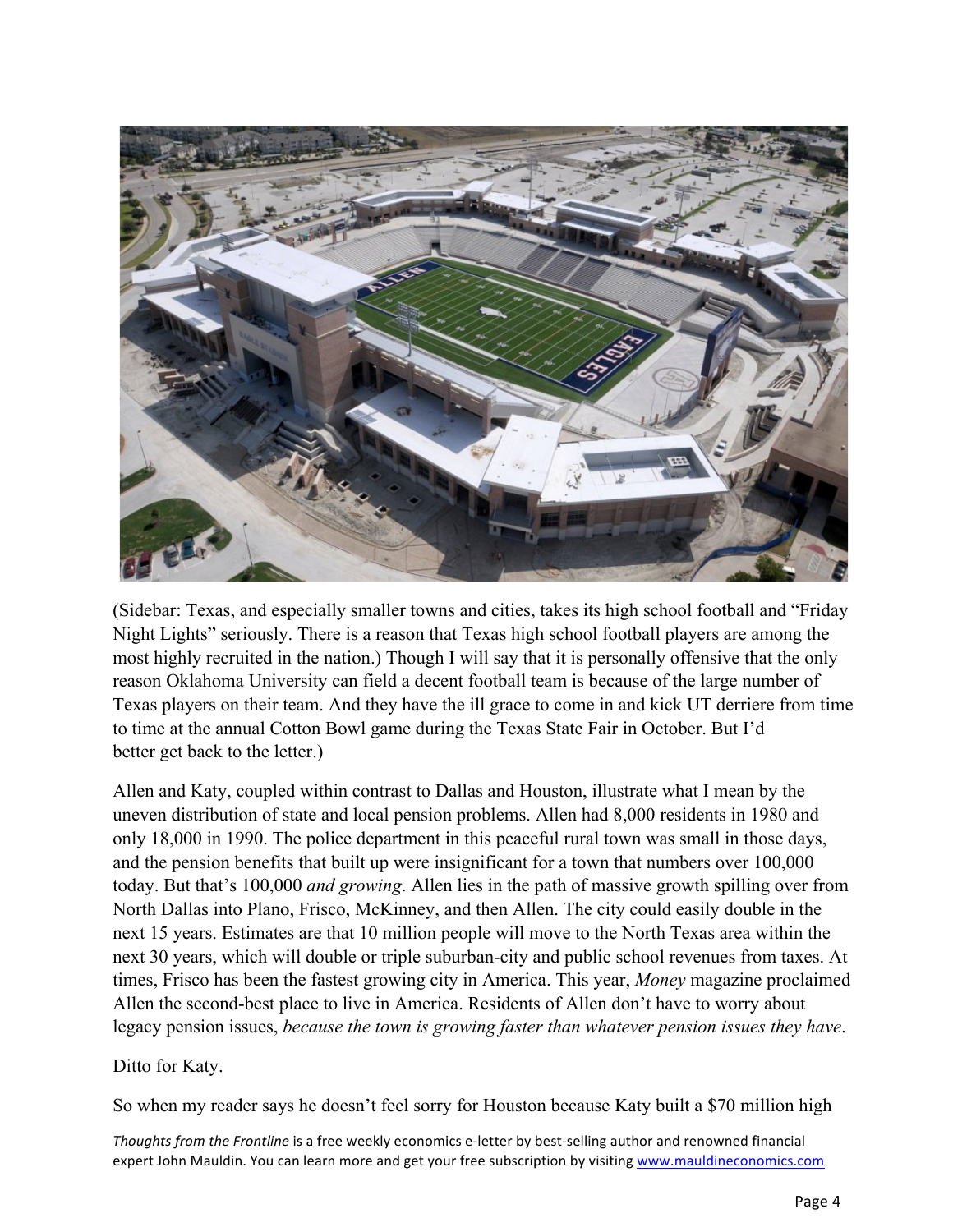(Sidebar: Texas, and especially smaller towns and cities, takes its high school football and "Friday Night Lights" seriously. There is a reason that Texas high school football players are among the most highly recruited in the nation.) Though I will say that it is personally offensive that the only reason Oklahoma University can field a decent football team is because of the large number of Texas players on their team. And they have the ill grace to come in and kick UT derriere from time to time at the annual Cotton Bowl game during the Texas State Fair in October. But I'd better get back to the letter.)

Allen and Katy, coupled within contrast to Dallas and Houston, illustrate what I mean by the uneven distribution of state and local pension problems. Allen had 8,000 residents in 1980 and only 18,000 in 1990. The police department in this peaceful rural town was small in those days, and the pension benefits that built up were insignificant for a town that numbers over 100,000 today. But that's 100,000 *and growing*. Allen lies in the path of massive growth spilling over from North Dallas into Plano, Frisco, McKinney, and then Allen. The city could easily double in the next 15 years. Estimates are that 10 million people will move to the North Texas area within the next 30 years, which will double or triple suburban-city and public school revenues from taxes. At times, Frisco has been the fastest growing city in America. This year, *Money* magazine proclaimed Allen the second-best place to live in America. Residents of Allen don't have to worry about legacy pension issues, *because the town is growing faster than whatever pension issues they have*.

Ditto for Katy.

So when my reader says he doesn't feel sorry for Houston because Katy built a $70 million high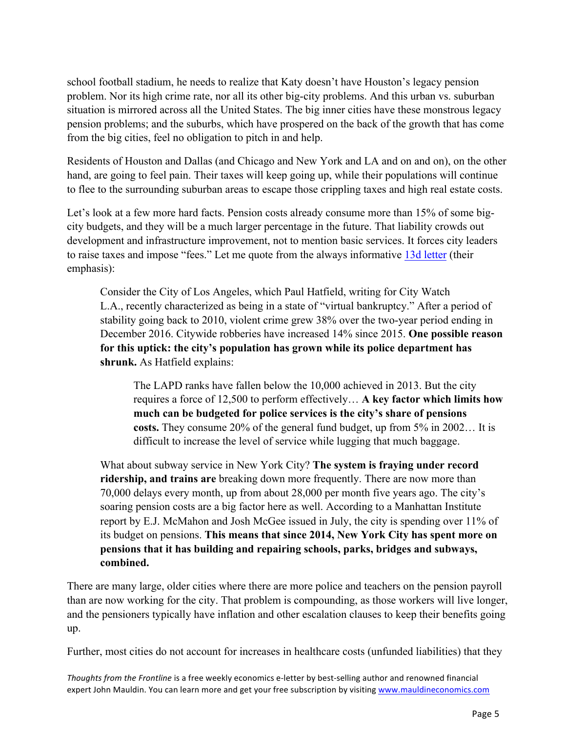school football stadium, he needs to realize that Katy doesn't have Houston's legacy pension problem. Nor its high crime rate, nor all its other big-city problems. And this urban vs. suburban situation is mirrored across all the United States. The big inner cities have these monstrous legacy pension problems; and the suburbs, which have prospered on the back of the growth that has come from the big cities, feel no obligation to pitch in and help.

Residents of Houston and Dallas (and Chicago and New York and LA and on and on), on the other hand, are going to feel pain. Their taxes will keep going up, while their populations will continue to flee to the surrounding suburban areas to escape those crippling taxes and high real estate costs.

Let's look at a few more hard facts. Pension costs already consume more than 15% of some big-city budgets, and they will be a much larger percentage in the future. That liability crowds out development and infrastructure improvement, not to mention basic services. It forces city leaders to raise taxes and impose "fees." Let me quote from the always informative [13d letter](13d letter) (their emphasis):

> Consider the City of Los Angeles, which Paul Hatfield, writing for City Watch L.A., recently characterized as being in a state of "virtual bankruptcy." After a period of stability going back to 2010, violent crime grew 38% over the two-year period ending in December 2016. Citywide robberies have increased 14% since 2015. **One possible reason for this uptick: the city's population has grown while its police department has shrunk.** As Hatfield explains:
>
> > The LAPD ranks have fallen below the 10,000 achieved in 2013. But the city requires a force of 12,500 to perform effectively… **A key factor which limits how much can be budgeted for police services is the city's share of pensions costs.** They consume 20% of the general fund budget, up from 5% in 2002… It is difficult to increase the level of service while lugging that much baggage.
>
> What about subway service in New York City? **The system is fraying under record ridership, and trains are** breaking down more frequently. There are now more than 70,000 delays every month, up from about 28,000 per month five years ago. The city's soaring pension costs are a big factor here as well. According to a Manhattan Institute report by E.J. McMahon and Josh McGee issued in July, the city is spending over 11% of its budget on pensions. **This means that since 2014, New York City has spent more on pensions that it has building and repairing schools, parks, bridges and subways, combined.**

There are many large, older cities where there are more police and teachers on the pension payroll than are now working for the city. That problem is compounding, as those workers will live longer, and the pensioners typically have inflation and other escalation clauses to keep their benefits going up.

Further, most cities do not account for increases in healthcare costs (unfunded liabilities) that they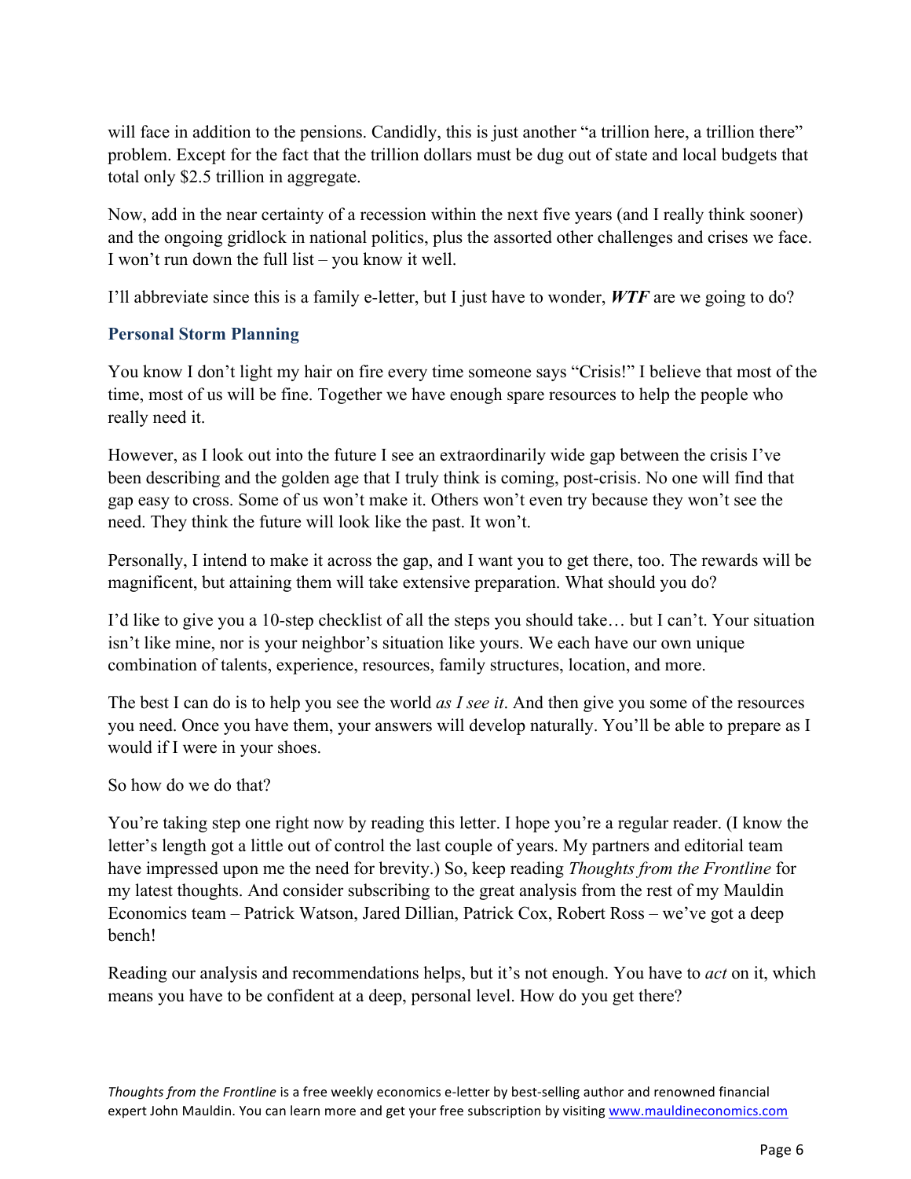will face in addition to the pensions. Candidly, this is just another "a trillion here, a trillion there" problem. Except for the fact that the trillion dollars must be dug out of state and local budgets that total only $2.5 trillion in aggregate.

Now, add in the near certainty of a recession within the next five years (and I really think sooner) and the ongoing gridlock in national politics, plus the assorted other challenges and crises we face. I won't run down the full list – you know it well.

I'll abbreviate since this is a family e-letter, but I just have to wonder, ***WTF*** are we going to do?

### Personal Storm Planning

You know I don't light my hair on fire every time someone says "Crisis!" I believe that most of the time, most of us will be fine. Together we have enough spare resources to help the people who really need it.

However, as I look out into the future I see an extraordinarily wide gap between the crisis I've been describing and the golden age that I truly think is coming, post-crisis. No one will find that gap easy to cross. Some of us won't make it. Others won't even try because they won't see the need. They think the future will look like the past. It won't.

Personally, I intend to make it across the gap, and I want you to get there, too. The rewards will be magnificent, but attaining them will take extensive preparation. What should you do?

I'd like to give you a 10-step checklist of all the steps you should take… but I can't. Your situation isn't like mine, nor is your neighbor's situation like yours. We each have our own unique combination of talents, experience, resources, family structures, location, and more.

The best I can do is to help you see the world *as I see it*. And then give you some of the resources you need. Once you have them, your answers will develop naturally. You'll be able to prepare as I would if I were in your shoes.

So how do we do that?

You're taking step one right now by reading this letter. I hope you're a regular reader. (I know the letter's length got a little out of control the last couple of years. My partners and editorial team have impressed upon me the need for brevity.) So, keep reading *Thoughts from the Frontline* for my latest thoughts. And consider subscribing to the great analysis from the rest of my Mauldin Economics team – Patrick Watson, Jared Dillian, Patrick Cox, Robert Ross – we've got a deep bench!

Reading our analysis and recommendations helps, but it's not enough. You have to *act* on it, which means you have to be confident at a deep, personal level. How do you get there?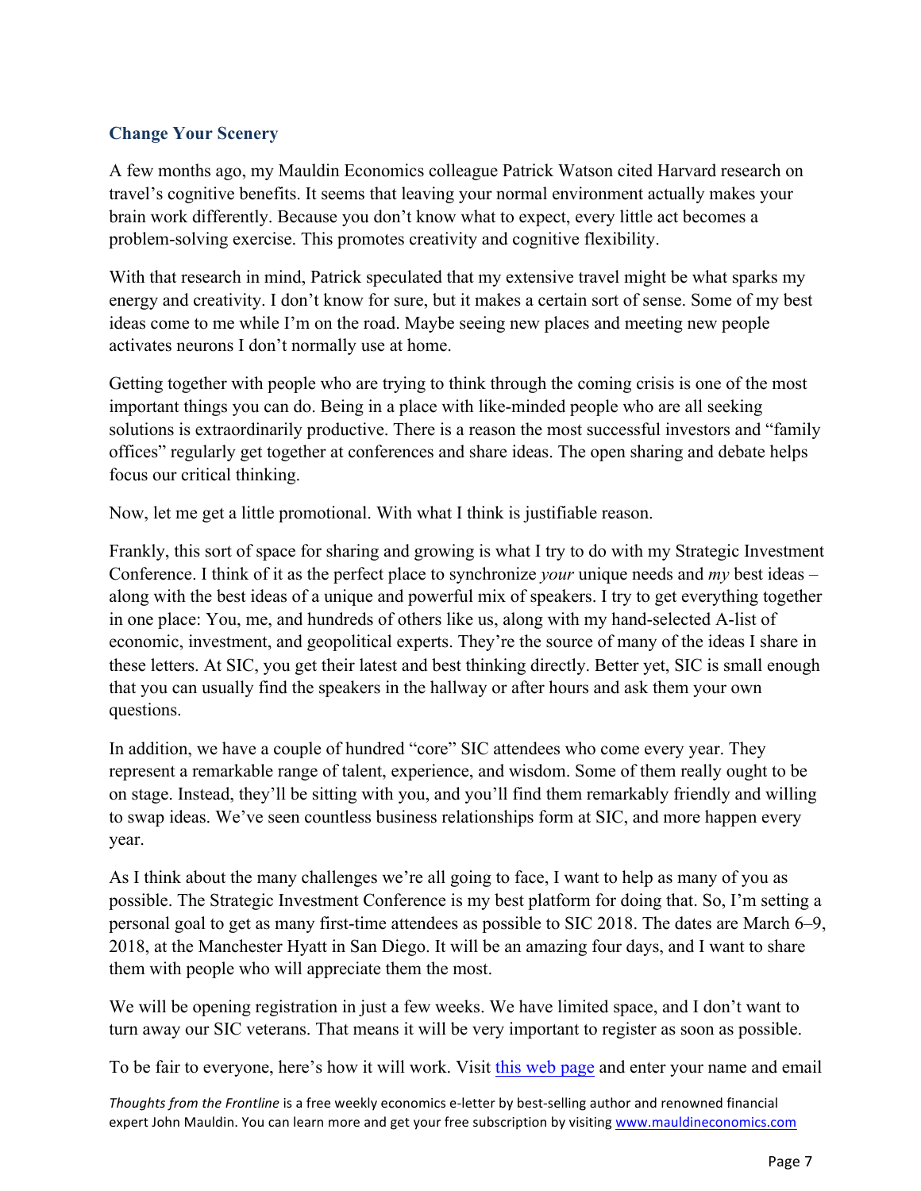## Change Your Scenery

A few months ago, my Mauldin Economics colleague Patrick Watson cited Harvard research on travel's cognitive benefits. It seems that leaving your normal environment actually makes your brain work differently. Because you don't know what to expect, every little act becomes a problem-solving exercise. This promotes creativity and cognitive flexibility.

With that research in mind, Patrick speculated that my extensive travel might be what sparks my energy and creativity. I don't know for sure, but it makes a certain sort of sense. Some of my best ideas come to me while I'm on the road. Maybe seeing new places and meeting new people activates neurons I don't normally use at home.

Getting together with people who are trying to think through the coming crisis is one of the most important things you can do. Being in a place with like-minded people who are all seeking solutions is extraordinarily productive. There is a reason the most successful investors and "family offices" regularly get together at conferences and share ideas. The open sharing and debate helps focus our critical thinking.

Now, let me get a little promotional. With what I think is justifiable reason.

Frankly, this sort of space for sharing and growing is what I try to do with my Strategic Investment Conference. I think of it as the perfect place to synchronize *your* unique needs and *my* best ideas – along with the best ideas of a unique and powerful mix of speakers. I try to get everything together in one place: You, me, and hundreds of others like us, along with my hand-selected A-list of economic, investment, and geopolitical experts. They're the source of many of the ideas I share in these letters. At SIC, you get their latest and best thinking directly. Better yet, SIC is small enough that you can usually find the speakers in the hallway or after hours and ask them your own questions.

In addition, we have a couple of hundred "core" SIC attendees who come every year. They represent a remarkable range of talent, experience, and wisdom. Some of them really ought to be on stage. Instead, they'll be sitting with you, and you'll find them remarkably friendly and willing to swap ideas. We've seen countless business relationships form at SIC, and more happen every year.

As I think about the many challenges we're all going to face, I want to help as many of you as possible. The Strategic Investment Conference is my best platform for doing that. So, I'm setting a personal goal to get as many first-time attendees as possible to SIC 2018. The dates are March 6–9, 2018, at the Manchester Hyatt in San Diego. It will be an amazing four days, and I want to share them with people who will appreciate them the most.

We will be opening registration in just a few weeks. We have limited space, and I don't want to turn away our SIC veterans. That means it will be very important to register as soon as possible.

To be fair to everyone, here's how it will work. Visit [this web page]() and enter your name and email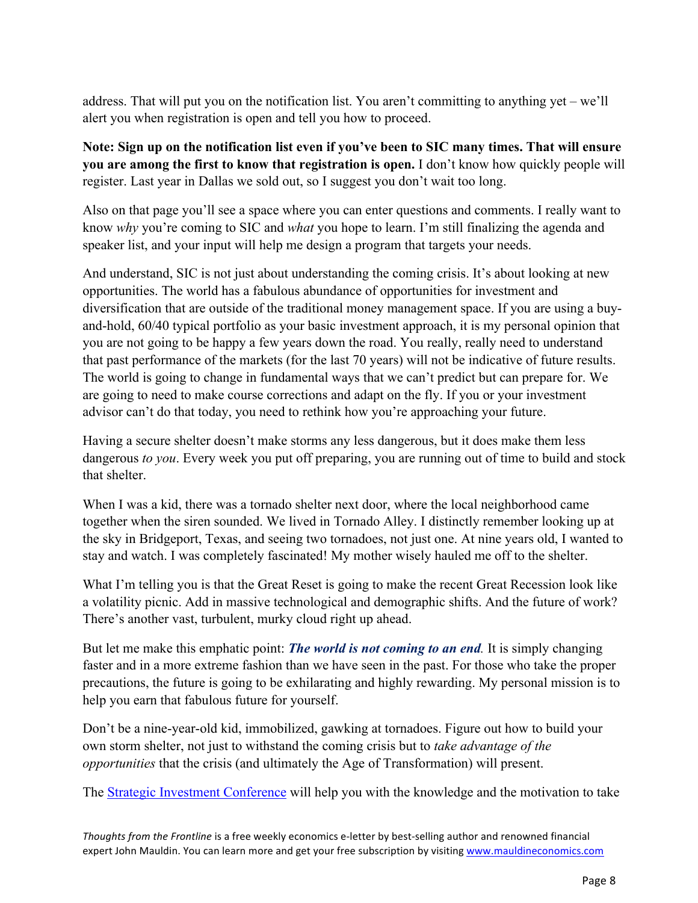address. That will put you on the notification list. You aren't committing to anything yet – we'll alert you when registration is open and tell you how to proceed.

**Note: Sign up on the notification list even if you've been to SIC many times. That will ensure you are among the first to know that registration is open.** I don't know how quickly people will register. Last year in Dallas we sold out, so I suggest you don't wait too long.

Also on that page you'll see a space where you can enter questions and comments. I really want to know *why* you're coming to SIC and *what* you hope to learn. I'm still finalizing the agenda and speaker list, and your input will help me design a program that targets your needs.

And understand, SIC is not just about understanding the coming crisis. It's about looking at new opportunities. The world has a fabulous abundance of opportunities for investment and diversification that are outside of the traditional money management space. If you are using a buy-and-hold, 60/40 typical portfolio as your basic investment approach, it is my personal opinion that you are not going to be happy a few years down the road. You really, really need to understand that past performance of the markets (for the last 70 years) will not be indicative of future results. The world is going to change in fundamental ways that we can't predict but can prepare for. We are going to need to make course corrections and adapt on the fly. If you or your investment advisor can't do that today, you need to rethink how you're approaching your future.

Having a secure shelter doesn't make storms any less dangerous, but it does make them less dangerous *to you*. Every week you put off preparing, you are running out of time to build and stock that shelter.

When I was a kid, there was a tornado shelter next door, where the local neighborhood came together when the siren sounded. We lived in Tornado Alley. I distinctly remember looking up at the sky in Bridgeport, Texas, and seeing two tornadoes, not just one. At nine years old, I wanted to stay and watch. I was completely fascinated! My mother wisely hauled me off to the shelter.

What I'm telling you is that the Great Reset is going to make the recent Great Recession look like a volatility picnic. Add in massive technological and demographic shifts. And the future of work? There's another vast, turbulent, murky cloud right up ahead.

But let me make this emphatic point: ***The world is not coming to an end.*** It is simply changing faster and in a more extreme fashion than we have seen in the past. For those who take the proper precautions, the future is going to be exhilarating and highly rewarding. My personal mission is to help you earn that fabulous future for yourself.

Don't be a nine-year-old kid, immobilized, gawking at tornadoes. Figure out how to build your own storm shelter, not just to withstand the coming crisis but to *take advantage of the opportunities* that the crisis (and ultimately the Age of Transformation) will present.

The Strategic Investment Conference will help you with the knowledge and the motivation to take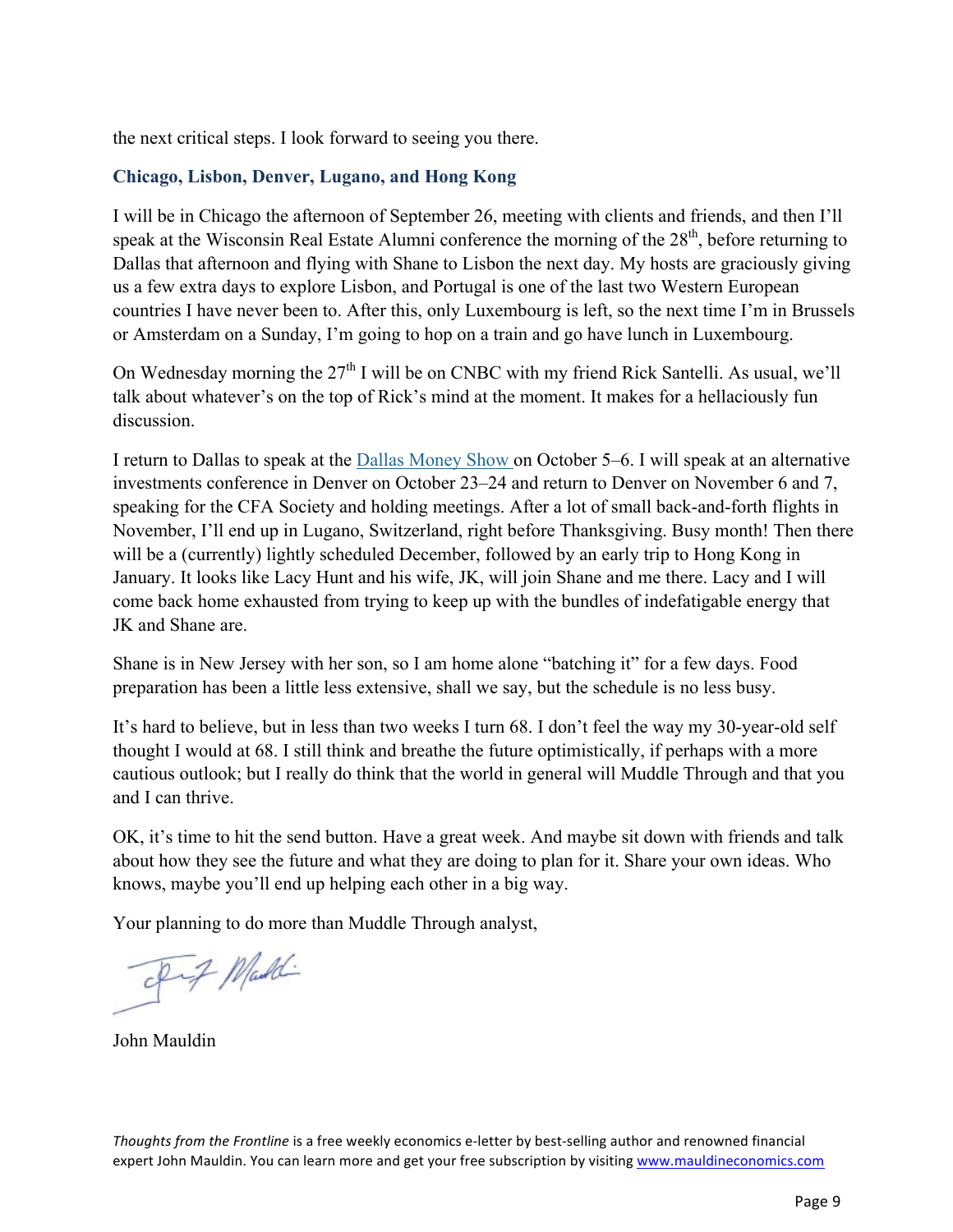the next critical steps. I look forward to seeing you there.

### Chicago, Lisbon, Denver, Lugano, and Hong Kong

I will be in Chicago the afternoon of September 26, meeting with clients and friends, and then I'll speak at the Wisconsin Real Estate Alumni conference the morning of the 28th, before returning to Dallas that afternoon and flying with Shane to Lisbon the next day. My hosts are graciously giving us a few extra days to explore Lisbon, and Portugal is one of the last two Western European countries I have never been to. After this, only Luxembourg is left, so the next time I'm in Brussels or Amsterdam on a Sunday, I'm going to hop on a train and go have lunch in Luxembourg.

On Wednesday morning the 27th I will be on CNBC with my friend Rick Santelli. As usual, we'll talk about whatever's on the top of Rick's mind at the moment. It makes for a hellaciously fun discussion.

I return to Dallas to speak at the Dallas Money Show on October 5–6. I will speak at an alternative investments conference in Denver on October 23–24 and return to Denver on November 6 and 7, speaking for the CFA Society and holding meetings. After a lot of small back-and-forth flights in November, I'll end up in Lugano, Switzerland, right before Thanksgiving. Busy month! Then there will be a (currently) lightly scheduled December, followed by an early trip to Hong Kong in January. It looks like Lacy Hunt and his wife, JK, will join Shane and me there. Lacy and I will come back home exhausted from trying to keep up with the bundles of indefatigable energy that JK and Shane are.

Shane is in New Jersey with her son, so I am home alone "batching it" for a few days. Food preparation has been a little less extensive, shall we say, but the schedule is no less busy.

It's hard to believe, but in less than two weeks I turn 68. I don't feel the way my 30-year-old self thought I would at 68. I still think and breathe the future optimistically, if perhaps with a more cautious outlook; but I really do think that the world in general will Muddle Through and that you and I can thrive.

OK, it's time to hit the send button. Have a great week. And maybe sit down with friends and talk about how they see the future and what they are doing to plan for it. Share your own ideas. Who knows, maybe you'll end up helping each other in a big way.

Your planning to do more than Muddle Through analyst,

John Mauldin

*Thoughts from the Frontline* is a free weekly economics e-letter by best-selling author and renowned financial expert John Mauldin. You can learn more and get your free subscription by visiting www.mauldineconomics.com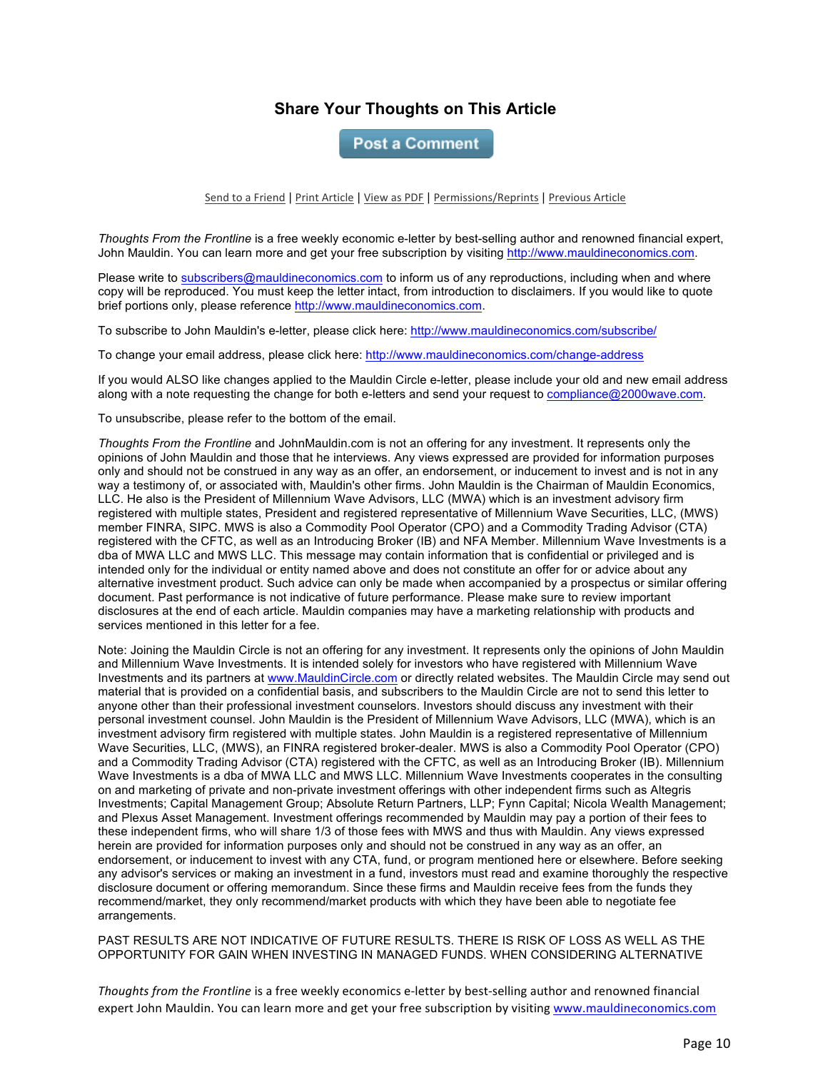## Share Your Thoughts on This Article

Post a Comment

Send to a Friend | Print Article | View as PDF | Permissions/Reprints | Previous Article

*Thoughts From the Frontline* is a free weekly economic e-letter by best-selling author and renowned financial expert, John Mauldin. You can learn more and get your free subscription by visiting http://www.mauldineconomics.com.

Please write to subscribers@mauldineconomics.com to inform us of any reproductions, including when and where copy will be reproduced. You must keep the letter intact, from introduction to disclaimers. If you would like to quote brief portions only, please reference http://www.mauldineconomics.com.

To subscribe to John Mauldin's e-letter, please click here: http://www.mauldineconomics.com/subscribe/

To change your email address, please click here: http://www.mauldineconomics.com/change-address

If you would ALSO like changes applied to the Mauldin Circle e-letter, please include your old and new email address along with a note requesting the change for both e-letters and send your request to compliance@2000wave.com.

To unsubscribe, please refer to the bottom of the email.

*Thoughts From the Frontline* and JohnMauldin.com is not an offering for any investment. It represents only the opinions of John Mauldin and those that he interviews. Any views expressed are provided for information purposes only and should not be construed in any way as an offer, an endorsement, or inducement to invest and is not in any way a testimony of, or associated with, Mauldin's other firms. John Mauldin is the Chairman of Mauldin Economics, LLC. He also is the President of Millennium Wave Advisors, LLC (MWA) which is an investment advisory firm registered with multiple states, President and registered representative of Millennium Wave Securities, LLC, (MWS) member FINRA, SIPC. MWS is also a Commodity Pool Operator (CPO) and a Commodity Trading Advisor (CTA) registered with the CFTC, as well as an Introducing Broker (IB) and NFA Member. Millennium Wave Investments is a dba of MWA LLC and MWS LLC. This message may contain information that is confidential or privileged and is intended only for the individual or entity named above and does not constitute an offer for or advice about any alternative investment product. Such advice can only be made when accompanied by a prospectus or similar offering document. Past performance is not indicative of future performance. Please make sure to review important disclosures at the end of each article. Mauldin companies may have a marketing relationship with products and services mentioned in this letter for a fee.

Note: Joining the Mauldin Circle is not an offering for any investment. It represents only the opinions of John Mauldin and Millennium Wave Investments. It is intended solely for investors who have registered with Millennium Wave Investments and its partners at www.MauldinCircle.com or directly related websites. The Mauldin Circle may send out material that is provided on a confidential basis, and subscribers to the Mauldin Circle are not to send this letter to anyone other than their professional investment counselors. Investors should discuss any investment with their personal investment counsel. John Mauldin is the President of Millennium Wave Advisors, LLC (MWA), which is an investment advisory firm registered with multiple states. John Mauldin is a registered representative of Millennium Wave Securities, LLC, (MWS), an FINRA registered broker-dealer. MWS is also a Commodity Pool Operator (CPO) and a Commodity Trading Advisor (CTA) registered with the CFTC, as well as an Introducing Broker (IB). Millennium Wave Investments is a dba of MWA LLC and MWS LLC. Millennium Wave Investments cooperates in the consulting on and marketing of private and non-private investment offerings with other independent firms such as Altegris Investments; Capital Management Group; Absolute Return Partners, LLP; Fynn Capital; Nicola Wealth Management; and Plexus Asset Management. Investment offerings recommended by Mauldin may pay a portion of their fees to these independent firms, who will share 1/3 of those fees with MWS and thus with Mauldin. Any views expressed herein are provided for information purposes only and should not be construed in any way as an offer, an endorsement, or inducement to invest with any CTA, fund, or program mentioned here or elsewhere. Before seeking any advisor's services or making an investment in a fund, investors must read and examine thoroughly the respective disclosure document or offering memorandum. Since these firms and Mauldin receive fees from the funds they recommend/market, they only recommend/market products with which they have been able to negotiate fee arrangements.

PAST RESULTS ARE NOT INDICATIVE OF FUTURE RESULTS. THERE IS RISK OF LOSS AS WELL AS THE OPPORTUNITY FOR GAIN WHEN INVESTING IN MANAGED FUNDS. WHEN CONSIDERING ALTERNATIVE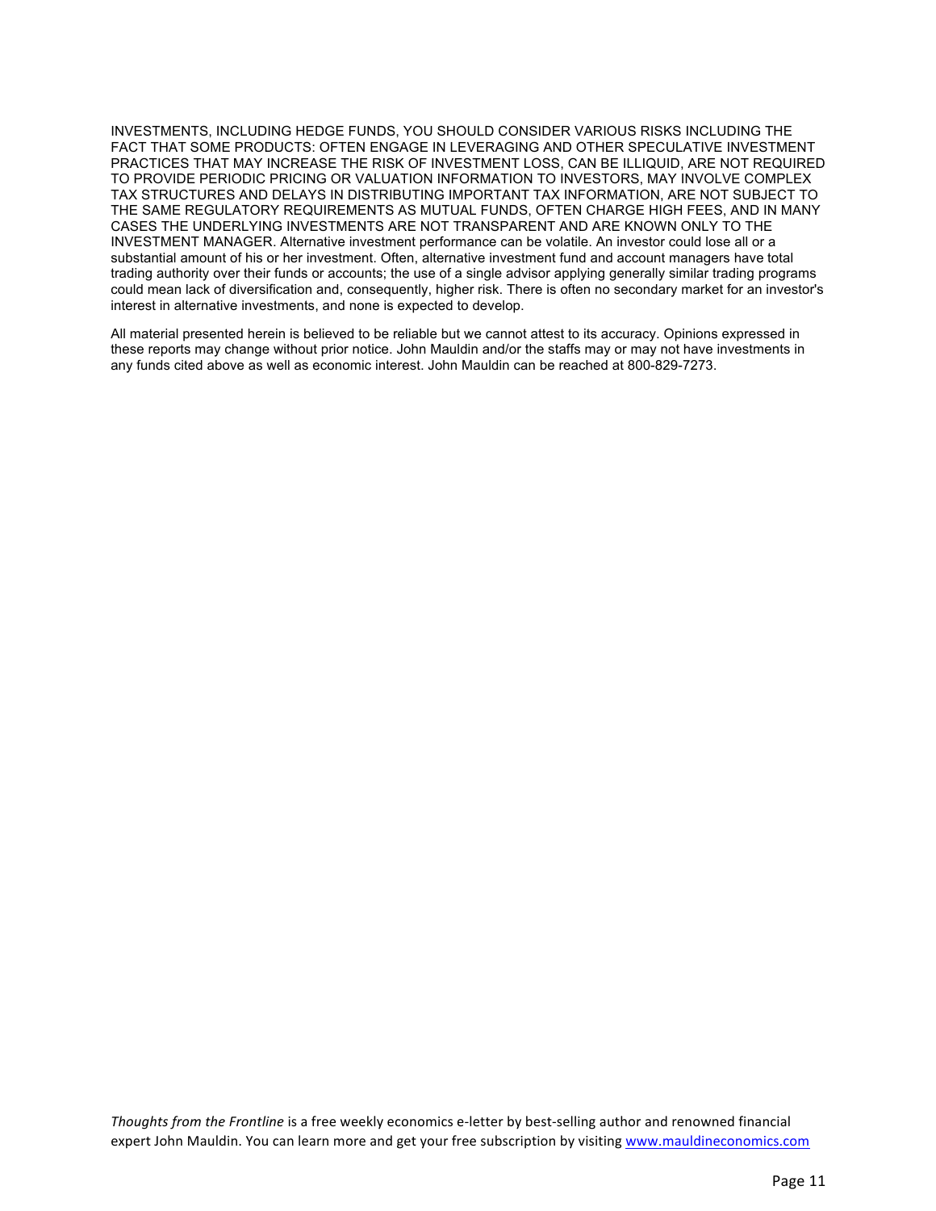INVESTMENTS, INCLUDING HEDGE FUNDS, YOU SHOULD CONSIDER VARIOUS RISKS INCLUDING THE FACT THAT SOME PRODUCTS: OFTEN ENGAGE IN LEVERAGING AND OTHER SPECULATIVE INVESTMENT PRACTICES THAT MAY INCREASE THE RISK OF INVESTMENT LOSS, CAN BE ILLIQUID, ARE NOT REQUIRED TO PROVIDE PERIODIC PRICING OR VALUATION INFORMATION TO INVESTORS, MAY INVOLVE COMPLEX TAX STRUCTURES AND DELAYS IN DISTRIBUTING IMPORTANT TAX INFORMATION, ARE NOT SUBJECT TO THE SAME REGULATORY REQUIREMENTS AS MUTUAL FUNDS, OFTEN CHARGE HIGH FEES, AND IN MANY CASES THE UNDERLYING INVESTMENTS ARE NOT TRANSPARENT AND ARE KNOWN ONLY TO THE INVESTMENT MANAGER. Alternative investment performance can be volatile. An investor could lose all or a substantial amount of his or her investment. Often, alternative investment fund and account managers have total trading authority over their funds or accounts; the use of a single advisor applying generally similar trading programs could mean lack of diversification and, consequently, higher risk. There is often no secondary market for an investor's interest in alternative investments, and none is expected to develop.

All material presented herein is believed to be reliable but we cannot attest to its accuracy. Opinions expressed in these reports may change without prior notice. John Mauldin and/or the staffs may or may not have investments in any funds cited above as well as economic interest. John Mauldin can be reached at 800-829-7273.

*Thoughts from the Frontline* is a free weekly economics e-letter by best-selling author and renowned financial expert John Mauldin. You can learn more and get your free subscription by visiting www.mauldineconomics.com